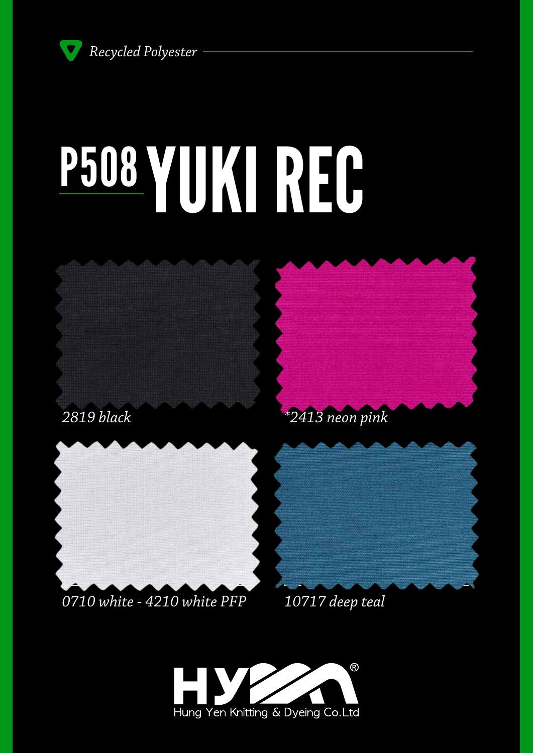Recycled Polyester

# P508 YUKI REC

2819 black

*2413 neon pink

0710 white - 4210 white PFP

10717 deep teal

HYM®

Hung Yen Knitting & Dyeing Co.Ltd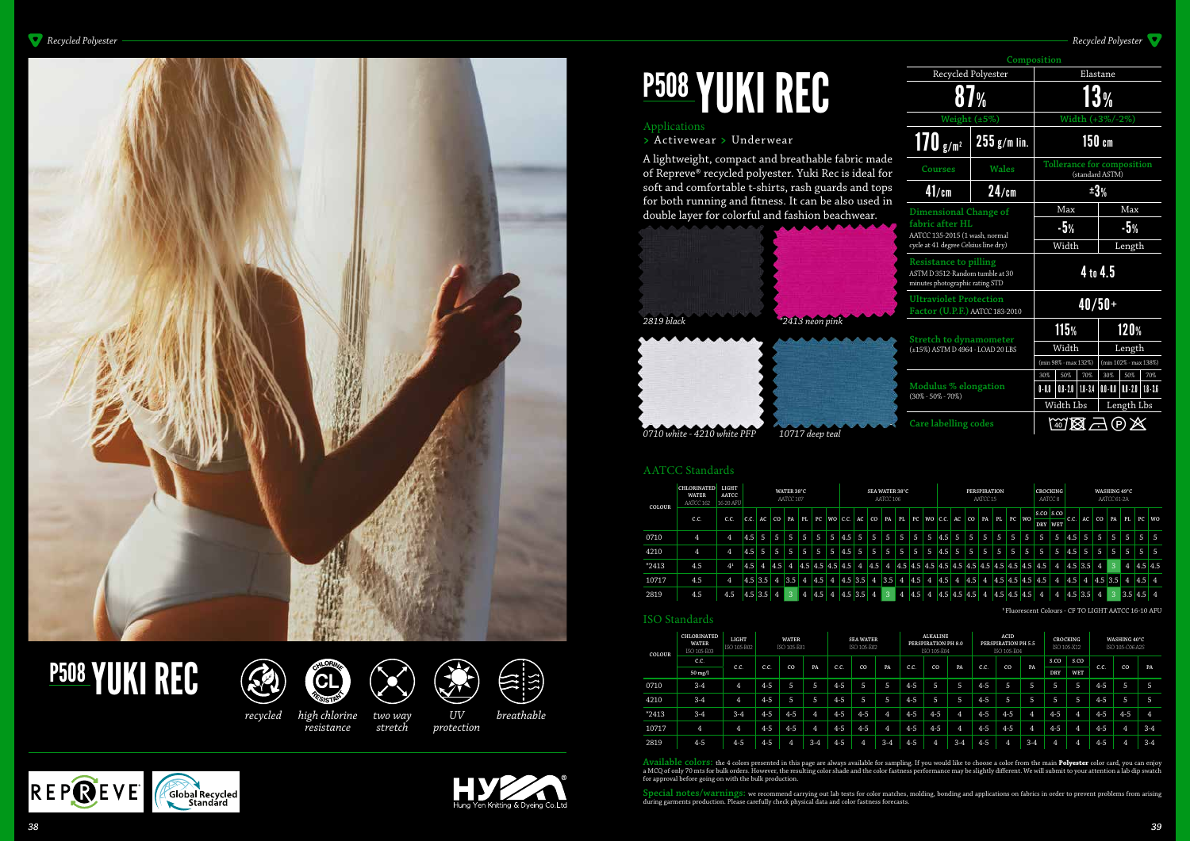# P508 YUKI REC

Applications
> Activewear > Underwear

A lightweight, compact and breathable fabric made of Repreve® recycled polyester. Yuki Rec is ideal for soft and comfortable t-shirts, rash guards and tops for both running and fitness. It can be also used in double layer for colorful and fashion beachwear.

2819 black

*2413 neon pink

0710 white - 4210 white PFP

10717 deep teal

| Composition | | | |
|---|---|---|---|
| Recycled Polyester | | Elastane | |
| 87% | | 13% | |
| Weight (±5%) | | Width (+3%/-2%) | |
| 170 g/m² | 255 g/m lin. | 150 cm | |
| Courses | Wales | Tolerance for composition (standard ASTM) | |
| 41/cm | 24/cm | ±3% | |
| Dimensional Change of fabric after HL AATCC 135-2015 (1 wash, normal cycle at 41 degree Celsius line dry) | | Max -5% Width | Max -5% Length |
| Resistance to pilling ASTM D 3512-Random tumble at 30 minutes photographic rating STD | | 4 to 4.5 | |
| Ultraviolet Protection Factor (U.P.F.) AATCC 183-2010 | | 40/50+ | |
| Stretch to dynamometer (±15%) ASTM D 4964 - LOAD 20 LBS | | 115% Width (min 98% - max 132%) | 120% Length (min 102% - max 138%) |
| Modulus % elongation (30% - 50% - 70%) | | 30%: 0-0.8 / 50%: 0.8-2.0 / 70%: 1.8-3.4 Width Lbs | 30%: 0.0-0.8 / 50%: 0.8-2.0 / 70%: 1.8-3.6 Length Lbs |
| Care labelling codes | | | |

## P508 YUKI REC

recycled · high chlorine resistance · two way stretch · UV protection · breathable

## AATCC Standards

| COLOUR | CHLORINATED WATER AATCC 162 | LIGHT AATCC 16-20 AFU | WATER 38°C AATCC 107 | | | | | | | | SEA WATER 38°C AATCC 106 | | | | | | | | PERSPIRATION AATCC 15 | | | | | | | | CROCKING AATCC 8 | | WASHING 49°C AATCC 61-2A | | | | | | | |
|---|---|---|---|---|---|---|---|---|---|---|---|---|---|---|---|---|---|---|---|---|---|---|---|---|---|---|---|---|---|---|---|---|---|---|---|---|
| | C.C. | C.C. | C.C. | AC | CO | PA | PL | PC | WO | C.C. | AC | CO | PA | PL | PC | WO | C.C. | AC | CO | PA | PL | PC | WO | S.CO DRY | S.CO WET | C.C. | AC | CO | PA | PL | PC | WO | | | | |
| 0710 | 4 | 4 | 4.5 | 5 | 5 | 5 | 5 | 5 | 5 | 4.5 | 5 | 5 | 5 | 5 | 5 | 5 | 4.5 | 5 | 5 | 5 | 5 | 5 | 5 | 5 | 5 | 4.5 | 5 | 5 | 5 | 5 | 5 | 5 | | | | |
| 4210 | 4 | 4 | 4.5 | 5 | 5 | 5 | 5 | 5 | 5 | 4.5 | 5 | 5 | 5 | 5 | 5 | 5 | 4.5 | 5 | 5 | 5 | 5 | 5 | 5 | 5 | 5 | 4.5 | 5 | 5 | 5 | 5 | 5 | 5 | | | | |
| *2413 | 4.5 | 4[1] | 4.5 | 4 | 4.5 | 4 | 4.5 | 4.5 | 4.5 | 4.5 | 4 | 4.5 | 4 | 4.5 | 4.5 | 4.5 | 4.5 | 4.5 | 4.5 | 4.5 | 4.5 | 4.5 | 4.5 | 4.5 | 4 | 4.5 | 3.5 | 4 | 3 | 4 | 4.5 | 4.5 | | | | |
| 10717 | 4.5 | 4 | 4.5 | 3.5 | 4 | 3.5 | 4 | 4.5 | 4 | 4.5 | 3.5 | 4 | 3.5 | 4 | 4.5 | 4 | 4.5 | 4 | 4.5 | 4 | 4.5 | 4.5 | 4.5 | 4.5 | 4 | 4.5 | 4 | 4.5 | 3.5 | 4 | 4.5 | 4 | | | | |
| 2819 | 4.5 | 4.5 | 4.5 | 3.5 | 4 | 3 | 4 | 4.5 | 4 | 4.5 | 3.5 | 4 | 3 | 4 | 4.5 | 4 | 4.5 | 4.5 | 4.5 | 4 | 4.5 | 4.5 | 4.5 | 4 | 4 | 4.5 | 3.5 | 4 | 3 | 3.5 | 4.5 | 4 | | | | |

[1] Fluorescent Colours - CF TO LIGHT AATCC 16-10 AFU

## ISO Standards

| COLOUR | CHLORINATED WATER ISO 105-E03 | LIGHT ISO 105-B02 | WATER ISO 105-E01 | | | SEA WATER ISO 105-E02 | | | ALKALINE PERSPIRATION PH 8.0 ISO 105-E04 | | | ACID PERSPIRATION PH 5.5 ISO 105-E04 | | | CROCKING ISO 105-X12 | | WASHING 40°C ISO 105-C06 A2S | | |
|---|---|---|---|---|---|---|---|---|---|---|---|---|---|---|---|---|---|---|---|
| | C.C. 50 mg/l | C.C. | C.C. | CO | PA | C.C. | CO | PA | C.C. | CO | PA | C.C. | CO | PA | S.CO DRY | S.CO WET | C.C. | CO | PA |
| 0710 | 3-4 | 4 | 4-5 | 5 | 5 | 4-5 | 5 | 5 | 4-5 | 5 | 5 | 4-5 | 5 | 5 | 5 | 5 | 4-5 | 5 | 5 |
| 4210 | 3-4 | 4 | 4-5 | 5 | 5 | 4-5 | 5 | 5 | 4-5 | 5 | 5 | 4-5 | 5 | 5 | 5 | 5 | 4-5 | 5 | 5 |
| *2413 | 3-4 | 3-4 | 4-5 | 4-5 | 4 | 4-5 | 4-5 | 4 | 4-5 | 4-5 | 4 | 4-5 | 4-5 | 4 | 4-5 | 4 | 4-5 | 4-5 | 4 |
| 10717 | 4 | 4 | 4-5 | 4-5 | 4 | 4-5 | 4-5 | 4 | 4-5 | 4-5 | 4 | 4-5 | 4-5 | 4 | 4-5 | 4 | 4-5 | 4 | 3-4 |
| 2819 | 4-5 | 4-5 | 4-5 | 4 | 3-4 | 4-5 | 4 | 3-4 | 4-5 | 4 | 3-4 | 4-5 | 4 | 3-4 | 4 | 4 | 4-5 | 4 | 3-4 |

**Available colors:** the 4 colors presented in this page are always available for sampling. If you would like to choose a color from the main **Polyester** color card, you can enjoy a MCQ of only 70 mts for bulk orders. However, the resulting color shade and the color fastness performance may be slightly different. We will submit to your attention a lab dip swatch for approval before going on with the bulk production.

**Special notes/warnings:** we recommend carrying out lab tests for color matches, molding, bonding and applications on fabrics in order to prevent problems from arising during garments production. Please carefully check physical data and color fastness forecasts.

REPREVE · Global Recycled Standard · HY Hung Yen Knitting & Dyeing Co.Ltd